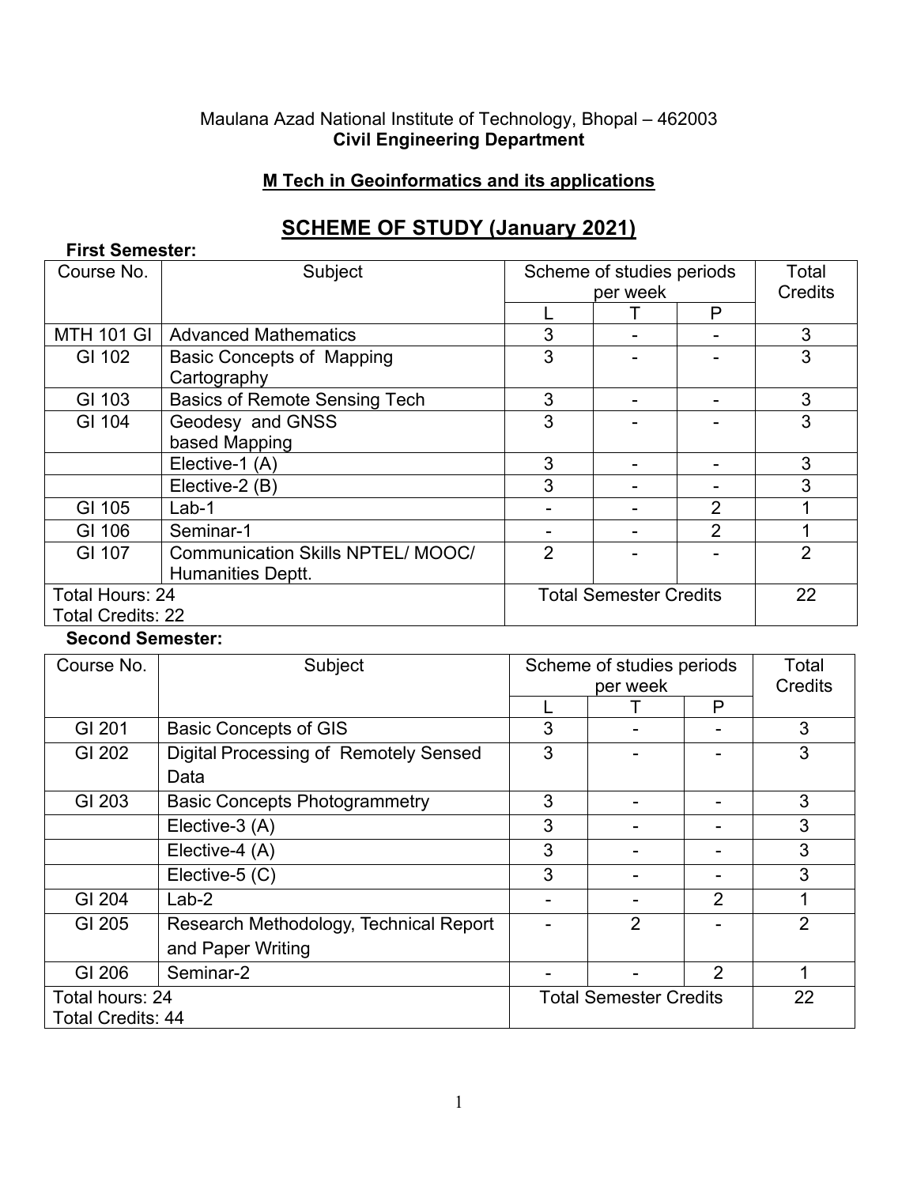Maulana Azad National Institute of Technology, Bhopal – 462003

**Civil Engineering Department**

**M Tech in Geoinformatics and its applications**

# SCHEME OF STUDY (January 2021)

**First Semester:**

| Course No. | Subject | Scheme of studies periods per week | | | Total Credits |
|---|---|---|---|---|---|
| | | L | T | P | |
| MTH 101 GI | Advanced Mathematics | 3 | - | - | 3 |
| GI 102 | Basic Concepts of Mapping Cartography | 3 | - | - | 3 |
| GI 103 | Basics of Remote Sensing Tech | 3 | - | - | 3 |
| GI 104 | Geodesy and GNSS based Mapping | 3 | - | - | 3 |
| | Elective-1 (A) | 3 | - | - | 3 |
| | Elective-2 (B) | 3 | - | - | 3 |
| GI 105 | Lab-1 | - | - | 2 | 1 |
| GI 106 | Seminar-1 | - | - | 2 | 1 |
| GI 107 | Communication Skills NPTEL/ MOOC/ Humanities Deptt. | 2 | - | - | 2 |
| Total Hours: 24<br>Total Credits: 22 | | Total Semester Credits | | | 22 |

**Second Semester:**

| Course No. | Subject | Scheme of studies periods per week | | | Total Credits |
|---|---|---|---|---|---|
| | | L | T | P | |
| GI 201 | Basic Concepts of GIS | 3 | - | - | 3 |
| GI 202 | Digital Processing of Remotely Sensed Data | 3 | - | - | 3 |
| GI 203 | Basic Concepts Photogrammetry | 3 | - | - | 3 |
| | Elective-3 (A) | 3 | - | - | 3 |
| | Elective-4 (A) | 3 | - | - | 3 |
| | Elective-5 (C) | 3 | - | - | 3 |
| GI 204 | Lab-2 | - | - | 2 | 1 |
| GI 205 | Research Methodology, Technical Report and Paper Writing | - | 2 | - | 2 |
| GI 206 | Seminar-2 | - | - | 2 | 1 |
| Total hours: 24<br>Total Credits: 44 | | Total Semester Credits | | | 22 |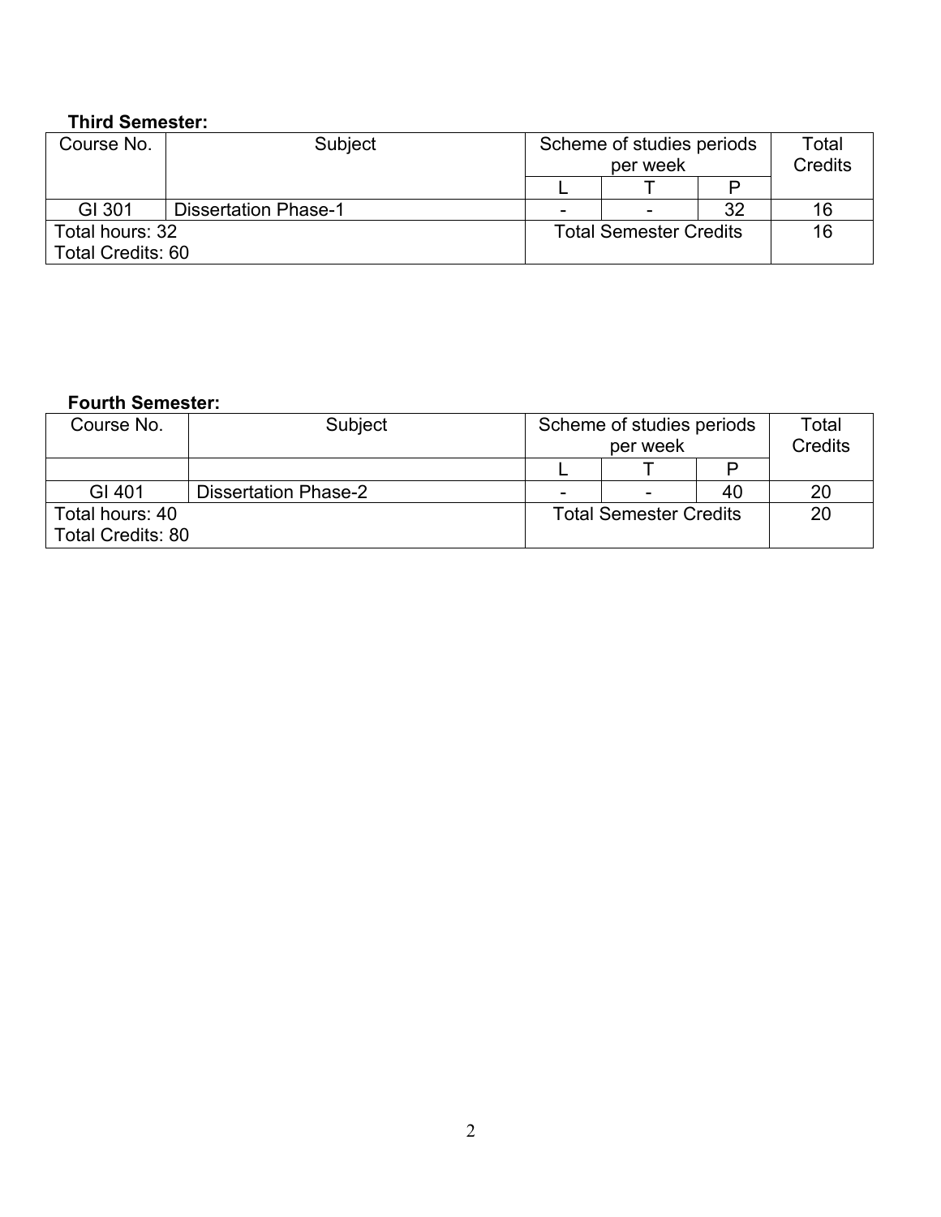**Third Semester:**

| Course No. | Subject | Scheme of studies periods per week | | | Total Credits |
|---|---|---|---|---|---|
| | | L | T | P | |
| GI 301 | Dissertation Phase-1 | - | - | 32 | 16 |
| Total hours: 32<br>Total Credits: 60 | | Total Semester Credits | | | 16 |

**Fourth Semester:**

| Course No. | Subject | Scheme of studies periods per week | | | Total Credits |
|---|---|---|---|---|---|
| | | L | T | P | |
| GI 401 | Dissertation Phase-2 | - | - | 40 | 20 |
| Total hours: 40<br>Total Credits: 80 | | Total Semester Credits | | | 20 |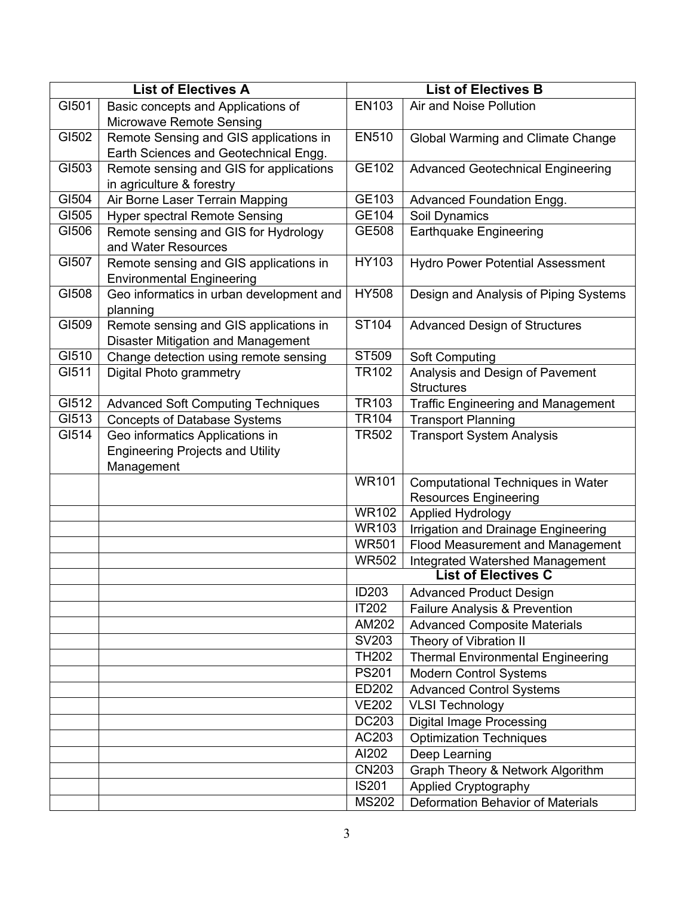| List of Electives A | | List of Electives B | |
|---|---|---|---|
| GI501 | Basic concepts and Applications of Microwave Remote Sensing | EN103 | Air and Noise Pollution |
| GI502 | Remote Sensing and GIS applications in Earth Sciences and Geotechnical Engg. | EN510 | Global Warming and Climate Change |
| GI503 | Remote sensing and GIS for applications in agriculture & forestry | GE102 | Advanced Geotechnical Engineering |
| GI504 | Air Borne Laser Terrain Mapping | GE103 | Advanced Foundation Engg. |
| GI505 | Hyper spectral Remote Sensing | GE104 | Soil Dynamics |
| GI506 | Remote sensing and GIS for Hydrology and Water Resources | GE508 | Earthquake Engineering |
| GI507 | Remote sensing and GIS applications in Environmental Engineering | HY103 | Hydro Power Potential Assessment |
| GI508 | Geo informatics in urban development and planning | HY508 | Design and Analysis of Piping Systems |
| GI509 | Remote sensing and GIS applications in Disaster Mitigation and Management | ST104 | Advanced Design of Structures |
| GI510 | Change detection using remote sensing | ST509 | Soft Computing |
| GI511 | Digital Photo grammetry | TR102 | Analysis and Design of Pavement Structures |
| GI512 | Advanced Soft Computing Techniques | TR103 | Traffic Engineering and Management |
| GI513 | Concepts of Database Systems | TR104 | Transport Planning |
| GI514 | Geo informatics Applications in Engineering Projects and Utility Management | TR502 | Transport System Analysis |
| | | WR101 | Computational Techniques in Water Resources Engineering |
| | | WR102 | Applied Hydrology |
| | | WR103 | Irrigation and Drainage Engineering |
| | | WR501 | Flood Measurement and Management |
| | | WR502 | Integrated Watershed Management |
| | | **List of Electives C** | |
| | | ID203 | Advanced Product Design |
| | | IT202 | Failure Analysis & Prevention |
| | | AM202 | Advanced Composite Materials |
| | | SV203 | Theory of Vibration II |
| | | TH202 | Thermal Environmental Engineering |
| | | PS201 | Modern Control Systems |
| | | ED202 | Advanced Control Systems |
| | | VE202 | VLSI Technology |
| | | DC203 | Digital Image Processing |
| | | AC203 | Optimization Techniques |
| | | AI202 | Deep Learning |
| | | CN203 | Graph Theory & Network Algorithm |
| | | IS201 | Applied Cryptography |
| | | MS202 | Deformation Behavior of Materials |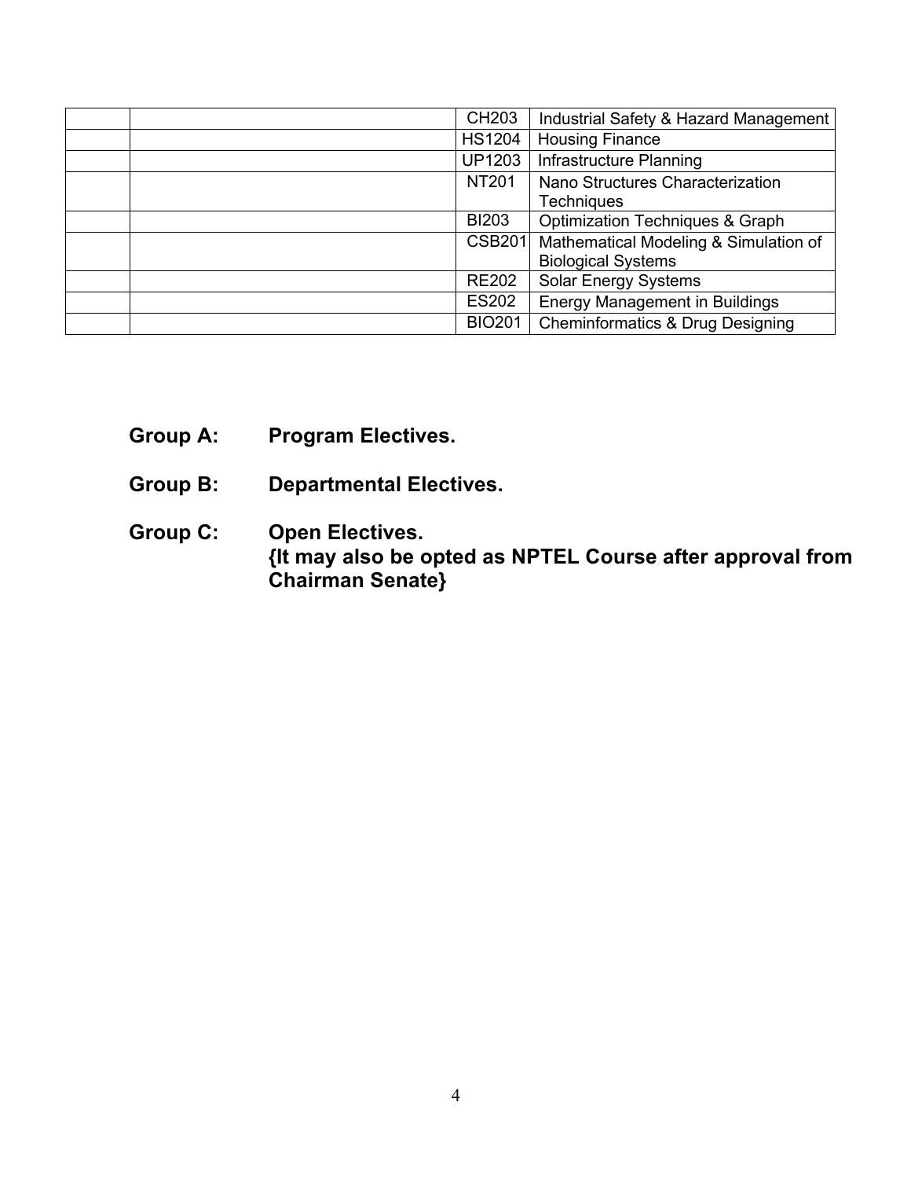| | | | |
|---|---|---|---|
| | | CH203 | Industrial Safety & Hazard Management |
| | | HS1204 | Housing Finance |
| | | UP1203 | Infrastructure Planning |
| | | NT201 | Nano Structures Characterization Techniques |
| | | BI203 | Optimization Techniques & Graph |
| | | CSB201 | Mathematical Modeling & Simulation of Biological Systems |
| | | RE202 | Solar Energy Systems |
| | | ES202 | Energy Management in Buildings |
| | | BIO201 | Cheminformatics & Drug Designing |

**Group A: Program Electives.**

**Group B: Departmental Electives.**

**Group C: Open Electives.**
**{It may also be opted as NPTEL Course after approval from Chairman Senate}**